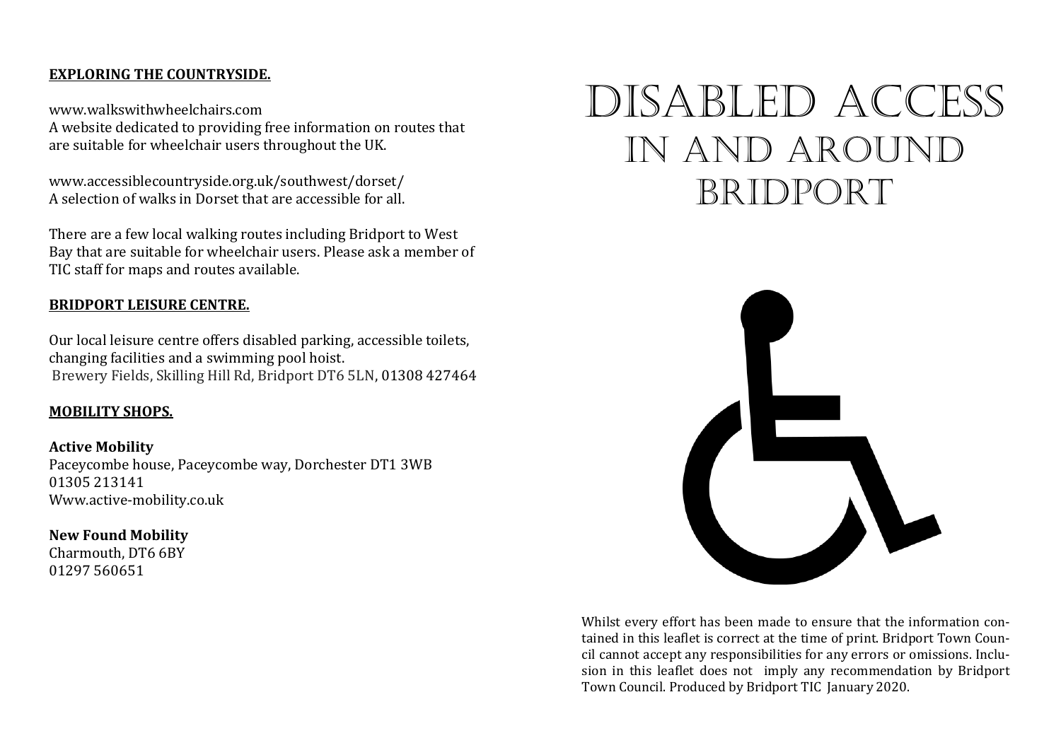## EXPLORING THE COUNTRYSIDE.

www.walkswithwheelchairs.com
A website dedicated to providing free information on routes that are suitable for wheelchair users throughout the UK.

www.accessiblecountryside.org.uk/southwest/dorset/
A selection of walks in Dorset that are accessible for all.

There are a few local walking routes including Bridport to West Bay that are suitable for wheelchair users. Please ask a member of TIC staff for maps and routes available.

## BRIDPORT LEISURE CENTRE.

Our local leisure centre offers disabled parking, accessible toilets, changing facilities and a swimming pool hoist.
Brewery Fields, Skilling Hill Rd, Bridport DT6 5LN, 01308 427464

## MOBILITY SHOPS.

**Active Mobility**
Paceycombe house, Paceycombe way, Dorchester DT1 3WB
01305 213141
Www.active-mobility.co.uk

**New Found Mobility**
Charmouth, DT6 6BY
01297 560651

# DISABLED ACCESS IN AND AROUND BRIDPORT

Whilst every effort has been made to ensure that the information contained in this leaflet is correct at the time of print. Bridport Town Council cannot accept any responsibilities for any errors or omissions. Inclusion in this leaflet does not imply any recommendation by Bridport Town Council. Produced by Bridport TIC January 2020.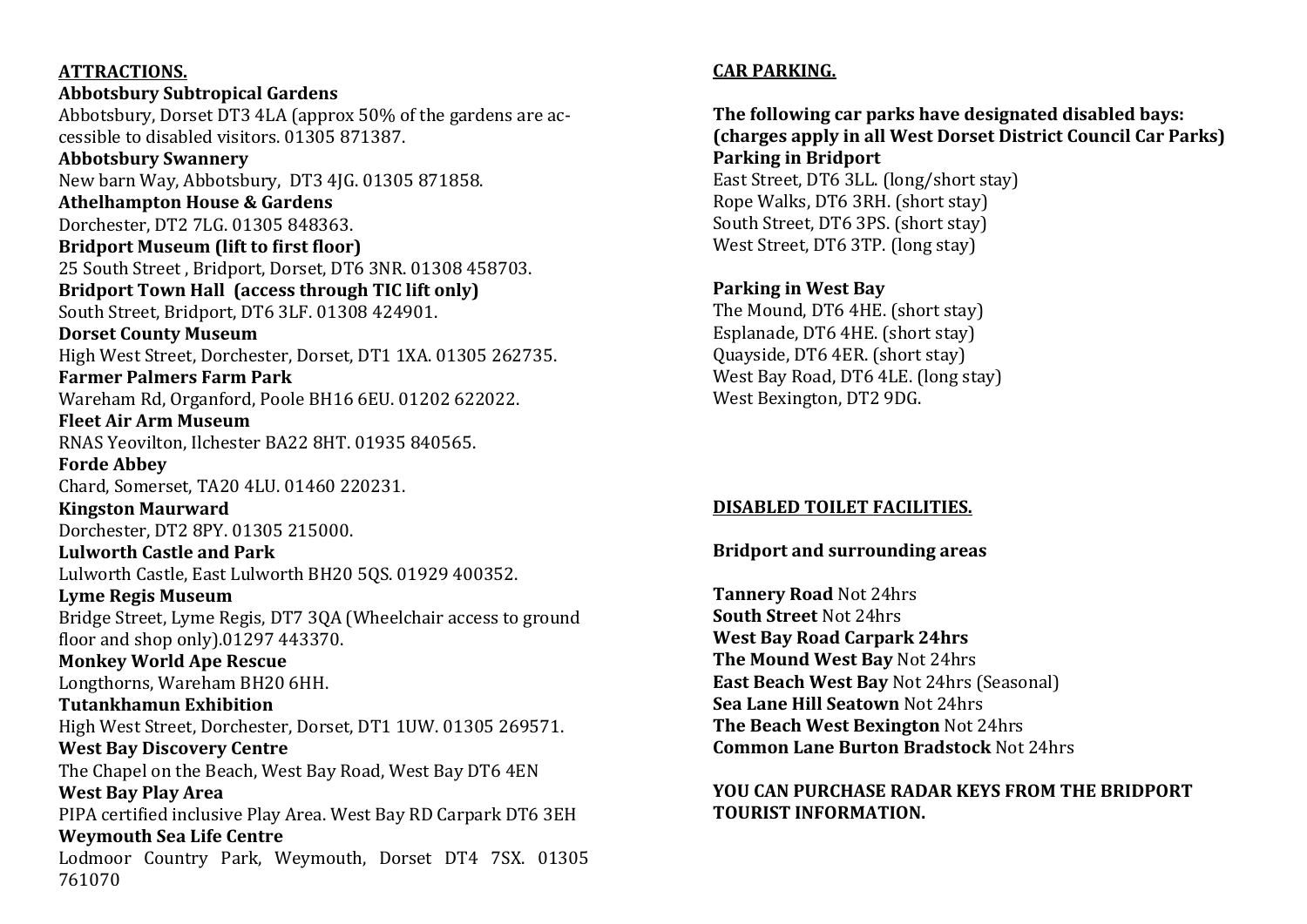## ATTRACTIONS.

**Abbotsbury Subtropical Gardens**
Abbotsbury, Dorset DT3 4LA (approx 50% of the gardens are accessible to disabled visitors. 01305 871387.

**Abbotsbury Swannery**
New barn Way, Abbotsbury, DT3 4JG. 01305 871858.

**Athelhampton House & Gardens**
Dorchester, DT2 7LG. 01305 848363.

**Bridport Museum (lift to first floor)**
25 South Street , Bridport, Dorset, DT6 3NR. 01308 458703.

**Bridport Town Hall (access through TIC lift only)**
South Street, Bridport, DT6 3LF. 01308 424901.

**Dorset County Museum**
High West Street, Dorchester, Dorset, DT1 1XA. 01305 262735.

**Farmer Palmers Farm Park**
Wareham Rd, Organford, Poole BH16 6EU. 01202 622022.

**Fleet Air Arm Museum**
RNAS Yeovilton, Ilchester BA22 8HT. 01935 840565.

**Forde Abbey**
Chard, Somerset, TA20 4LU. 01460 220231.

**Kingston Maurward**
Dorchester, DT2 8PY. 01305 215000.

**Lulworth Castle and Park**
Lulworth Castle, East Lulworth BH20 5QS. 01929 400352.

**Lyme Regis Museum**
Bridge Street, Lyme Regis, DT7 3QA (Wheelchair access to ground floor and shop only).01297 443370.

**Monkey World Ape Rescue**
Longthorns, Wareham BH20 6HH.

**Tutankhamun Exhibition**
High West Street, Dorchester, Dorset, DT1 1UW. 01305 269571.

**West Bay Discovery Centre**
The Chapel on the Beach, West Bay Road, West Bay DT6 4EN

**West Bay Play Area**
PIPA certified inclusive Play Area. West Bay RD Carpark DT6 3EH

**Weymouth Sea Life Centre**
Lodmoor Country Park, Weymouth, Dorset DT4 7SX. 01305 761070

## CAR PARKING.

**The following car parks have designated disabled bays: (charges apply in all West Dorset District Council Car Parks)**

**Parking in Bridport**
East Street, DT6 3LL. (long/short stay)
Rope Walks, DT6 3RH. (short stay)
South Street, DT6 3PS. (short stay)
West Street, DT6 3TP. (long stay)

**Parking in West Bay**
The Mound, DT6 4HE. (short stay)
Esplanade, DT6 4HE. (short stay)
Quayside, DT6 4ER. (short stay)
West Bay Road, DT6 4LE. (long stay)
West Bexington, DT2 9DG.

## DISABLED TOILET FACILITIES.

**Bridport and surrounding areas**

**Tannery Road** Not 24hrs
**South Street** Not 24hrs
**West Bay Road Carpark 24hrs**
**The Mound West Bay** Not 24hrs
**East Beach West Bay** Not 24hrs (Seasonal)
**Sea Lane Hill Seatown** Not 24hrs
**The Beach West Bexington** Not 24hrs
**Common Lane Burton Bradstock** Not 24hrs

**YOU CAN PURCHASE RADAR KEYS FROM THE BRIDPORT TOURIST INFORMATION.**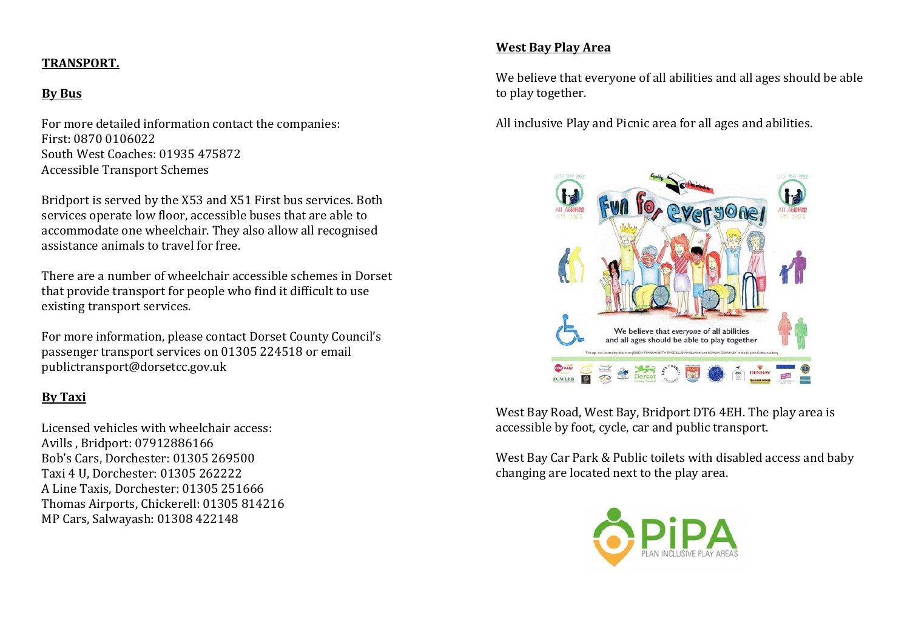## TRANSPORT.

### By Bus

For more detailed information contact the companies:
First: 0870 0106022
South West Coaches: 01935 475872
Accessible Transport Schemes

Bridport is served by the X53 and X51 First bus services. Both services operate low floor, accessible buses that are able to accommodate one wheelchair. They also allow all recognised assistance animals to travel for free.

There are a number of wheelchair accessible schemes in Dorset that provide transport for people who find it difficult to use existing transport services.

For more information, please contact Dorset County Council's passenger transport services on 01305 224518 or email publictransport@dorsetcc.gov.uk

### By Taxi

Licensed vehicles with wheelchair access:
Avills , Bridport: 07912886166
Bob's Cars, Dorchester: 01305 269500
Taxi 4 U, Dorchester: 01305 262222
A Line Taxis, Dorchester: 01305 251666
Thomas Airports, Chickerell: 01305 814216
MP Cars, Salwayash: 01308 422148

## West Bay Play Area

We believe that everyone of all abilities and all ages should be able to play together.

All inclusive Play and Picnic area for all ages and abilities.

West Bay Road, West Bay, Bridport DT6 4EH. The play area is accessible by foot, cycle, car and public transport.

West Bay Car Park & Public toilets with disabled access and baby changing are located next to the play area.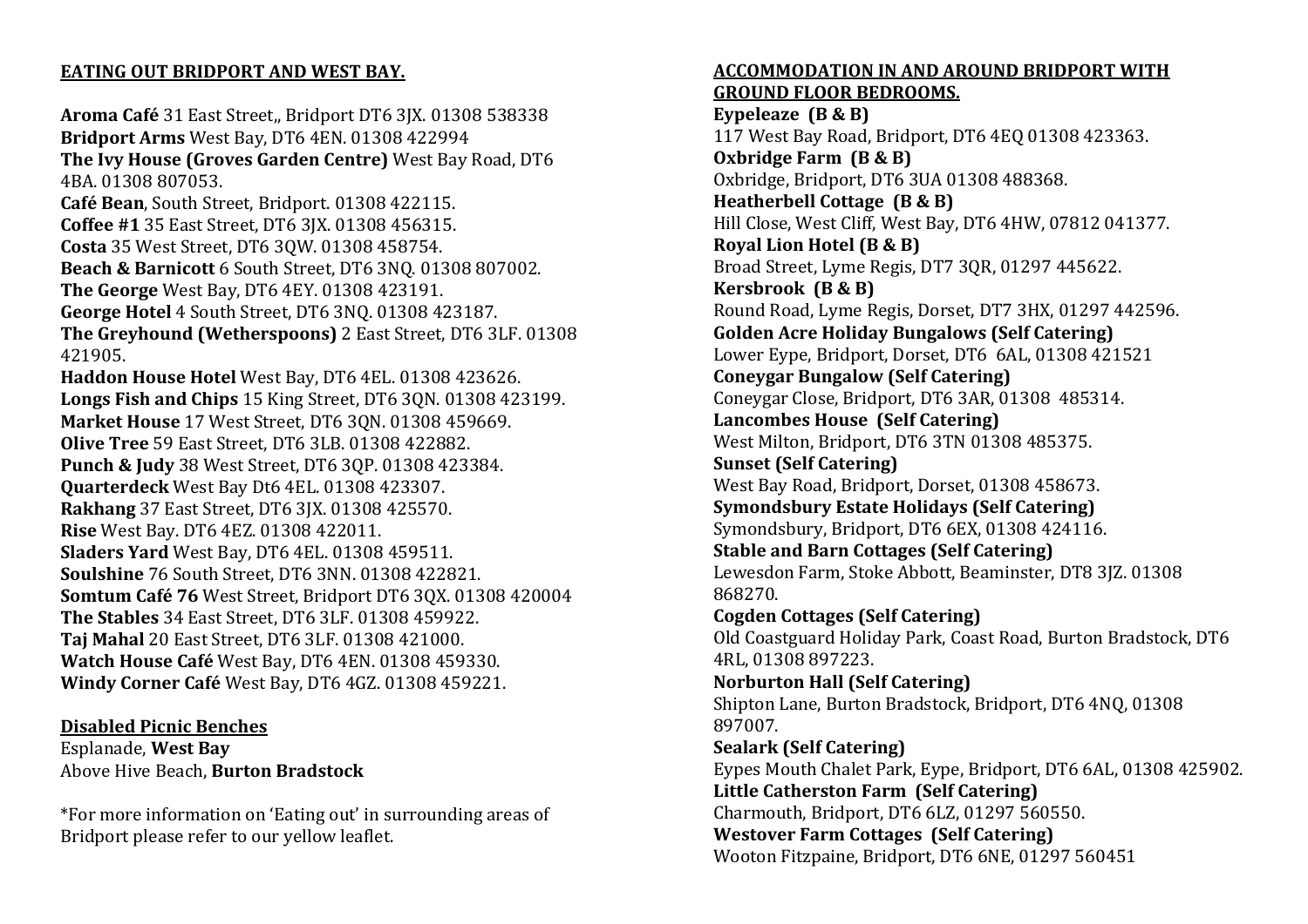## EATING OUT BRIDPORT AND WEST BAY.

**Aroma Café** 31 East Street,, Bridport DT6 3JX. 01308 538338
**Bridport Arms** West Bay, DT6 4EN. 01308 422994
**The Ivy House (Groves Garden Centre)** West Bay Road, DT6 4BA. 01308 807053.
**Café Bean**, South Street, Bridport. 01308 422115.
**Coffee #1** 35 East Street, DT6 3JX. 01308 456315.
**Costa** 35 West Street, DT6 3QW. 01308 458754.
**Beach & Barnicott** 6 South Street, DT6 3NQ. 01308 807002.
**The George** West Bay, DT6 4EY. 01308 423191.
**George Hotel** 4 South Street, DT6 3NQ. 01308 423187.
**The Greyhound (Wetherspoons)** 2 East Street, DT6 3LF. 01308 421905.
**Haddon House Hotel** West Bay, DT6 4EL. 01308 423626.
**Longs Fish and Chips** 15 King Street, DT6 3QN. 01308 423199.
**Market House** 17 West Street, DT6 3QN. 01308 459669.
**Olive Tree** 59 East Street, DT6 3LB. 01308 422882.
**Punch & Judy** 38 West Street, DT6 3QP. 01308 423384.
**Quarterdeck** West Bay Dt6 4EL. 01308 423307.
**Rakhang** 37 East Street, DT6 3JX. 01308 425570.
**Rise** West Bay. DT6 4EZ. 01308 422011.
**Sladers Yard** West Bay, DT6 4EL. 01308 459511.
**Soulshine** 76 South Street, DT6 3NN. 01308 422821.
**Somtum Café 76** West Street, Bridport DT6 3QX. 01308 420004
**The Stables** 34 East Street, DT6 3LF. 01308 459922.
**Taj Mahal** 20 East Street, DT6 3LF. 01308 421000.
**Watch House Café** West Bay, DT6 4EN. 01308 459330.
**Windy Corner Café** West Bay, DT6 4GZ. 01308 459221.

### Disabled Picnic Benches

Esplanade, **West Bay**
Above Hive Beach, **Burton Bradstock**

*For more information on 'Eating out' in surrounding areas of Bridport please refer to our yellow leaflet.

## ACCOMMODATION IN AND AROUND BRIDPORT WITH GROUND FLOOR BEDROOMS.

**Eypeleaze (B & B)**
117 West Bay Road, Bridport, DT6 4EQ 01308 423363.
**Oxbridge Farm (B & B)**
Oxbridge, Bridport, DT6 3UA 01308 488368.
**Heatherbell Cottage (B & B)**
Hill Close, West Cliff, West Bay, DT6 4HW, 07812 041377.
**Royal Lion Hotel (B & B)**
Broad Street, Lyme Regis, DT7 3QR, 01297 445622.
**Kersbrook (B & B)**
Round Road, Lyme Regis, Dorset, DT7 3HX, 01297 442596.
**Golden Acre Holiday Bungalows (Self Catering)**
Lower Eype, Bridport, Dorset, DT6 6AL, 01308 421521
**Coneygar Bungalow (Self Catering)**
Coneygar Close, Bridport, DT6 3AR, 01308 485314.
**Lancombes House (Self Catering)**
West Milton, Bridport, DT6 3TN 01308 485375.
**Sunset (Self Catering)**
West Bay Road, Bridport, Dorset, 01308 458673.
**Symondsbury Estate Holidays (Self Catering)**
Symondsbury, Bridport, DT6 6EX, 01308 424116.
**Stable and Barn Cottages (Self Catering)**
Lewesdon Farm, Stoke Abbott, Beaminster, DT8 3JZ. 01308 868270.
**Cogden Cottages (Self Catering)**
Old Coastguard Holiday Park, Coast Road, Burton Bradstock, DT6 4RL, 01308 897223.
**Norburton Hall (Self Catering)**
Shipton Lane, Burton Bradstock, Bridport, DT6 4NQ, 01308 897007.
**Sealark (Self Catering)**
Eypes Mouth Chalet Park, Eype, Bridport, DT6 6AL, 01308 425902.
**Little Catherston Farm (Self Catering)**
Charmouth, Bridport, DT6 6LZ, 01297 560550.
**Westover Farm Cottages (Self Catering)**
Wooton Fitzpaine, Bridport, DT6 6NE, 01297 560451